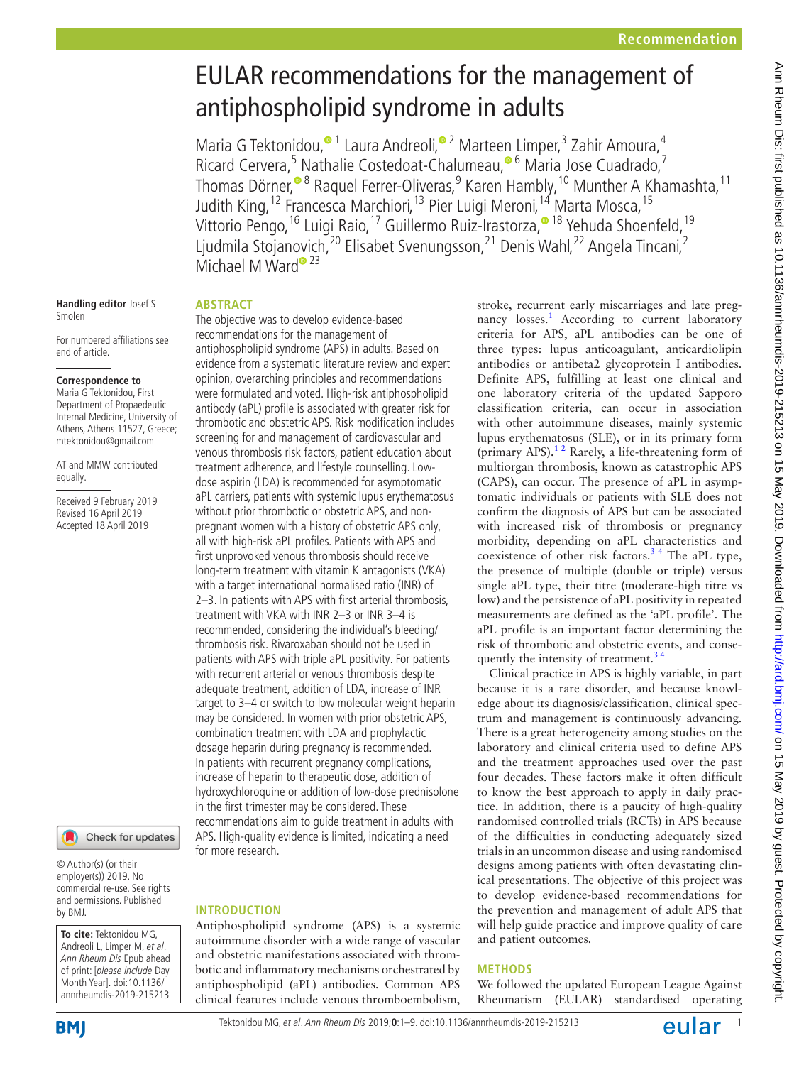Recommendation

# EULAR recommendations for the management of antiphospholipid syndrome in adults

Maria G Tektonidou,[1] Laura Andreoli,[2] Marteen Limper,[3] Zahir Amoura,[4] Ricard Cervera,[5] Nathalie Costedoat-Chalumeau,[6] Maria Jose Cuadrado,[7] Thomas Dörner,[8] Raquel Ferrer-Oliveras,[9] Karen Hambly,[10] Munther A Khamashta,[11] Judith King,[12] Francesca Marchiori,[13] Pier Luigi Meroni,[14] Marta Mosca,[15] Vittorio Pengo,[16] Luigi Raio,[17] Guillermo Ruiz-Irastorza,[18] Yehuda Shoenfeld,[19] Ljudmila Stojanovich,[20] Elisabet Svenungsson,[21] Denis Wahl,[22] Angela Tincani,[2] Michael M Ward[23]

Handling editor Josef S Smolen

For numbered affiliations see end of article.

**Correspondence to**
Maria G Tektonidou, First Department of Propaedeutic Internal Medicine, University of Athens, Athens 11527, Greece; mtektonidou@gmail.com

AT and MMW contributed equally.

Received 9 February 2019
Revised 16 April 2019
Accepted 18 April 2019

© Author(s) (or their employer(s)) 2019. No commercial re-use. See rights and permissions. Published by BMJ.

**To cite:** Tektonidou MG, Andreoli L, Limper M, *et al*. *Ann Rheum Dis* Epub ahead of print: [*please include* Day Month Year]. doi:10.1136/annrheumdis-2019-215213

## ABSTRACT

The objective was to develop evidence-based recommendations for the management of antiphospholipid syndrome (APS) in adults. Based on evidence from a systematic literature review and expert opinion, overarching principles and recommendations were formulated and voted. High-risk antiphospholipid antibody (aPL) profile is associated with greater risk for thrombotic and obstetric APS. Risk modification includes screening for and management of cardiovascular and venous thrombosis risk factors, patient education about treatment adherence, and lifestyle counselling. Low-dose aspirin (LDA) is recommended for asymptomatic aPL carriers, patients with systemic lupus erythematosus without prior thrombotic or obstetric APS, and non-pregnant women with a history of obstetric APS only, all with high-risk aPL profiles. Patients with APS and first unprovoked venous thrombosis should receive long-term treatment with vitamin K antagonists (VKA) with a target international normalised ratio (INR) of 2–3. In patients with APS with first arterial thrombosis, treatment with VKA with INR 2–3 or INR 3–4 is recommended, considering the individual's bleeding/thrombosis risk. Rivaroxaban should not be used in patients with APS with triple aPL positivity. For patients with recurrent arterial or venous thrombosis despite adequate treatment, addition of LDA, increase of INR target to 3–4 or switch to low molecular weight heparin may be considered. In women with prior obstetric APS, combination treatment with LDA and prophylactic dosage heparin during pregnancy is recommended. In patients with recurrent pregnancy complications, increase of heparin to therapeutic dose, addition of hydroxychloroquine or addition of low-dose prednisolone in the first trimester may be considered. These recommendations aim to guide treatment in adults with APS. High-quality evidence is limited, indicating a need for more research.

## INTRODUCTION

Antiphospholipid syndrome (APS) is a systemic autoimmune disorder with a wide range of vascular and obstetric manifestations associated with thrombotic and inflammatory mechanisms orchestrated by antiphospholipid (aPL) antibodies. Common APS clinical features include venous thromboembolism, stroke, recurrent early miscarriages and late pregnancy losses.[1] According to current laboratory criteria for APS, aPL antibodies can be one of three types: lupus anticoagulant, anticardiolipin antibodies or antibeta2 glycoprotein I antibodies. Definite APS, fulfilling at least one clinical and one laboratory criteria of the updated Sapporo classification criteria, can occur in association with other autoimmune diseases, mainly systemic lupus erythematosus (SLE), or in its primary form (primary APS).[1,2] Rarely, a life-threatening form of multiorgan thrombosis, known as catastrophic APS (CAPS), can occur. The presence of aPL in asymptomatic individuals or patients with SLE does not confirm the diagnosis of APS but can be associated with increased risk of thrombosis or pregnancy morbidity, depending on aPL characteristics and coexistence of other risk factors.[3,4] The aPL type, the presence of multiple (double or triple) versus single aPL type, their titre (moderate-high titre vs low) and the persistence of aPL positivity in repeated measurements are defined as the 'aPL profile'. The aPL profile is an important factor determining the risk of thrombotic and obstetric events, and consequently the intensity of treatment.[3,4]

Clinical practice in APS is highly variable, in part because it is a rare disorder, and because knowledge about its diagnosis/classification, clinical spectrum and management is continuously advancing. There is a great heterogeneity among studies on the laboratory and clinical criteria used to define APS and the treatment approaches used over the past four decades. These factors make it often difficult to know the best approach to apply in daily practice. In addition, there is a paucity of high-quality randomised controlled trials (RCTs) in APS because of the difficulties in conducting adequately sized trials in an uncommon disease and using randomised designs among patients with often devastating clinical presentations. The objective of this project was to develop evidence-based recommendations for the prevention and management of adult APS that will help guide practice and improve quality of care and patient outcomes.

## METHODS

We followed the updated European League Against Rheumatism (EULAR) standardised operating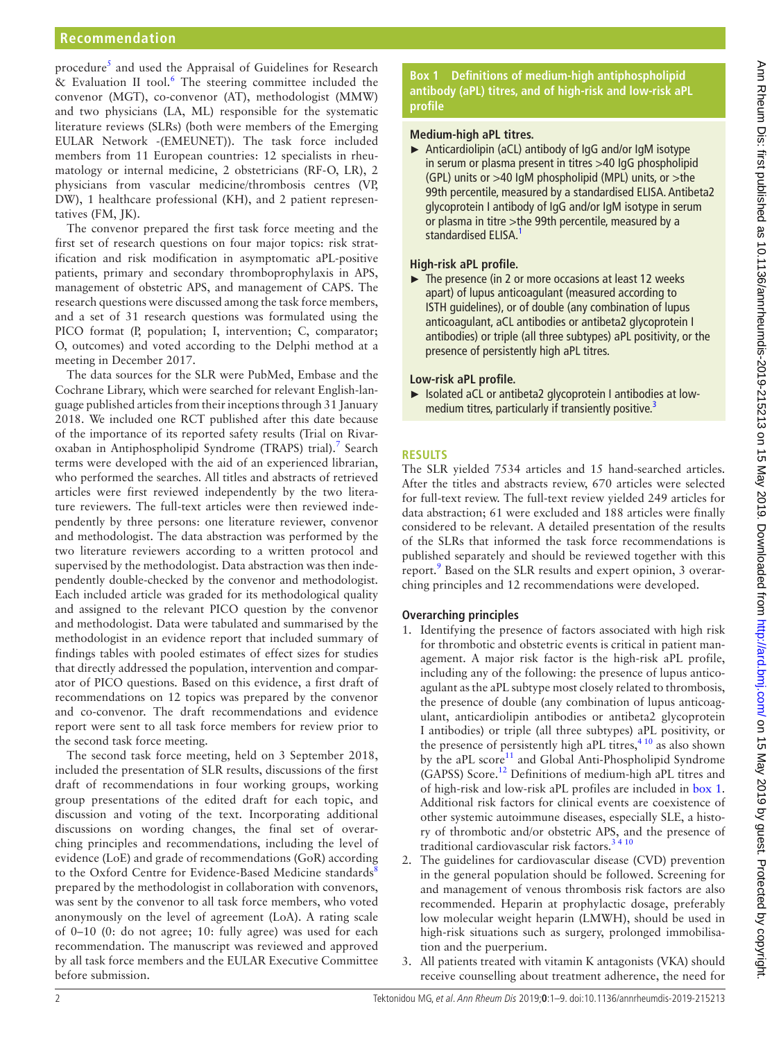procedure[5] and used the Appraisal of Guidelines for Research & Evaluation II tool.[6] The steering committee included the convenor (MGT), co-convenor (AT), methodologist (MMW) and two physicians (LA, ML) responsible for the systematic literature reviews (SLRs) (both were members of the Emerging EULAR Network -(EMEUNET)). The task force included members from 11 European countries: 12 specialists in rheumatology or internal medicine, 2 obstetricians (RF-O, LR), 2 physicians from vascular medicine/thrombosis centres (VP, DW), 1 healthcare professional (KH), and 2 patient representatives (FM, JK).

The convenor prepared the first task force meeting and the first set of research questions on four major topics: risk stratification and risk modification in asymptomatic aPL-positive patients, primary and secondary thromboprophylaxis in APS, management of obstetric APS, and management of CAPS. The research questions were discussed among the task force members, and a set of 31 research questions was formulated using the PICO format (P, population; I, intervention; C, comparator; O, outcomes) and voted according to the Delphi method at a meeting in December 2017.

The data sources for the SLR were PubMed, Embase and the Cochrane Library, which were searched for relevant English-language published articles from their inceptions through 31 January 2018. We included one RCT published after this date because of the importance of its reported safety results (Trial on Rivaroxaban in Antiphospholipid Syndrome (TRAPS) trial).[7] Search terms were developed with the aid of an experienced librarian, who performed the searches. All titles and abstracts of retrieved articles were first reviewed independently by the two literature reviewers. The full-text articles were then reviewed independently by three persons: one literature reviewer, convenor and methodologist. The data abstraction was performed by the two literature reviewers according to a written protocol and supervised by the methodologist. Data abstraction was then independently double-checked by the convenor and methodologist. Each included article was graded for its methodological quality and assigned to the relevant PICO question by the convenor and methodologist. Data were tabulated and summarised by the methodologist in an evidence report that included summary of findings tables with pooled estimates of effect sizes for studies that directly addressed the population, intervention and comparator of PICO questions. Based on this evidence, a first draft of recommendations on 12 topics was prepared by the convenor and co-convenor. The draft recommendations and evidence report were sent to all task force members for review prior to the second task force meeting.

The second task force meeting, held on 3 September 2018, included the presentation of SLR results, discussions of the first draft of recommendations in four working groups, working group presentations of the edited draft for each topic, and discussion and voting of the text. Incorporating additional discussions on wording changes, the final set of overarching principles and recommendations, including the level of evidence (LoE) and grade of recommendations (GoR) according to the Oxford Centre for Evidence-Based Medicine standards[8] prepared by the methodologist in collaboration with convenors, was sent by the convenor to all task force members, who voted anonymously on the level of agreement (LoA). A rating scale of 0–10 (0: do not agree; 10: fully agree) was used for each recommendation. The manuscript was reviewed and approved by all task force members and the EULAR Executive Committee before submission.

**Box 1 Definitions of medium-high antiphospholipid antibody (aPL) titres, and of high-risk and low-risk aPL profile**

**Medium-high aPL titres.**

- Anticardiolipin (aCL) antibody of IgG and/or IgM isotype in serum or plasma present in titres >40 IgG phospholipid (GPL) units or >40 IgM phospholipid (MPL) units, or >the 99th percentile, measured by a standardised ELISA. Antibeta2 glycoprotein I antibody of IgG and/or IgM isotype in serum or plasma in titre >the 99th percentile, measured by a standardised ELISA.[1]

**High-risk aPL profile.**

- The presence (in 2 or more occasions at least 12 weeks apart) of lupus anticoagulant (measured according to ISTH guidelines), or of double (any combination of lupus anticoagulant, aCL antibodies or antibeta2 glycoprotein I antibodies) or triple (all three subtypes) aPL positivity, or the presence of persistently high aPL titres.

**Low-risk aPL profile.**

- Isolated aCL or antibeta2 glycoprotein I antibodies at low-medium titres, particularly if transiently positive.[3]

## RESULTS

The SLR yielded 7534 articles and 15 hand-searched articles. After the titles and abstracts review, 670 articles were selected for full-text review. The full-text review yielded 249 articles for data abstraction; 61 were excluded and 188 articles were finally considered to be relevant. A detailed presentation of the results of the SLRs that informed the task force recommendations is published separately and should be reviewed together with this report.[9] Based on the SLR results and expert opinion, 3 overarching principles and 12 recommendations were developed.

### Overarching principles

1. Identifying the presence of factors associated with high risk for thrombotic and obstetric events is critical in patient management. A major risk factor is the high-risk aPL profile, including any of the following: the presence of lupus anticoagulant as the aPL subtype most closely related to thrombosis, the presence of double (any combination of lupus anticoagulant, anticardiolipin antibodies or antibeta2 glycoprotein I antibodies) or triple (all three subtypes) aPL positivity, or the presence of persistently high aPL titres,[4,10] as also shown by the aPL score[11] and Global Anti-Phospholipid Syndrome (GAPSS) Score.[12] Definitions of medium-high aPL titres and of high-risk and low-risk aPL profiles are included in box 1. Additional risk factors for clinical events are coexistence of other systemic autoimmune diseases, especially SLE, a history of thrombotic and/or obstetric APS, and the presence of traditional cardiovascular risk factors.[3,4,10]
2. The guidelines for cardiovascular disease (CVD) prevention in the general population should be followed. Screening for and management of venous thrombosis risk factors are also recommended. Heparin at prophylactic dosage, preferably low molecular weight heparin (LMWH), should be used in high-risk situations such as surgery, prolonged immobilisation and the puerperium.
3. All patients treated with vitamin K antagonists (VKA) should receive counselling about treatment adherence, the need for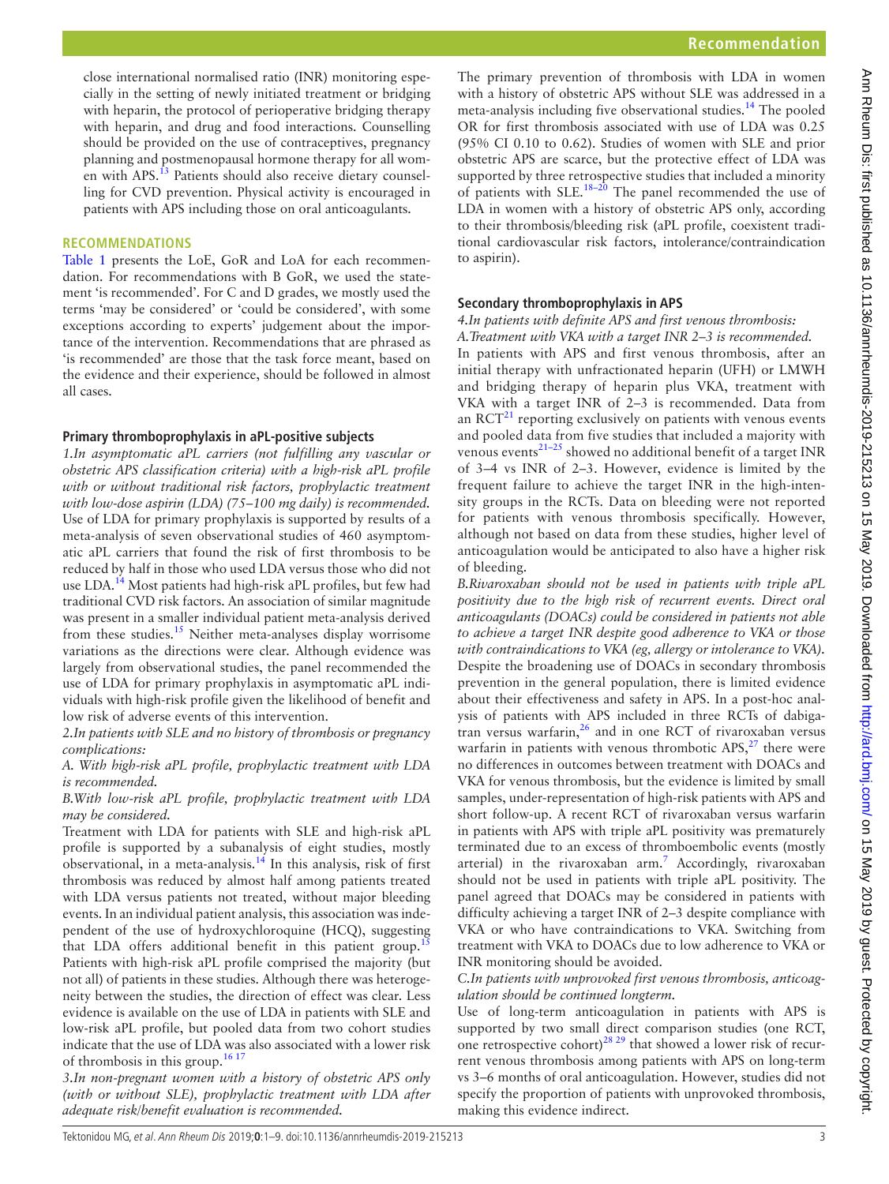close international normalised ratio (INR) monitoring especially in the setting of newly initiated treatment or bridging with heparin, the protocol of perioperative bridging therapy with heparin, and drug and food interactions. Counselling should be provided on the use of contraceptives, pregnancy planning and postmenopausal hormone therapy for all women with APS.[13] Patients should also receive dietary counselling for CVD prevention. Physical activity is encouraged in patients with APS including those on oral anticoagulants.

## RECOMMENDATIONS

Table 1 presents the LoE, GoR and LoA for each recommendation. For recommendations with B GoR, we used the statement 'is recommended'. For C and D grades, we mostly used the terms 'may be considered' or 'could be considered', with some exceptions according to experts' judgement about the importance of the intervention. Recommendations that are phrased as 'is recommended' are those that the task force meant, based on the evidence and their experience, should be followed in almost all cases.

### Primary thromboprophylaxis in aPL-positive subjects

*1.In asymptomatic aPL carriers (not fulfilling any vascular or obstetric APS classification criteria) with a high-risk aPL profile with or without traditional risk factors, prophylactic treatment with low-dose aspirin (LDA) (75–100 mg daily) is recommended.*

Use of LDA for primary prophylaxis is supported by results of a meta-analysis of seven observational studies of 460 asymptomatic aPL carriers that found the risk of first thrombosis to be reduced by half in those who used LDA versus those who did not use LDA.[14] Most patients had high-risk aPL profiles, but few had traditional CVD risk factors. An association of similar magnitude was present in a smaller individual patient meta-analysis derived from these studies.[15] Neither meta-analyses display worrisome variations as the directions were clear. Although evidence was largely from observational studies, the panel recommended the use of LDA for primary prophylaxis in asymptomatic aPL individuals with high-risk profile given the likelihood of benefit and low risk of adverse events of this intervention.

*2.In patients with SLE and no history of thrombosis or pregnancy complications:*

*A. With high-risk aPL profile, prophylactic treatment with LDA is recommended.*

*B.With low-risk aPL profile, prophylactic treatment with LDA may be considered.*

Treatment with LDA for patients with SLE and high-risk aPL profile is supported by a subanalysis of eight studies, mostly observational, in a meta-analysis.[14] In this analysis, risk of first thrombosis was reduced by almost half among patients treated with LDA versus patients not treated, without major bleeding events. In an individual patient analysis, this association was independent of the use of hydroxychloroquine (HCQ), suggesting that LDA offers additional benefit in this patient group.[15] Patients with high-risk aPL profile comprised the majority (but not all) of patients in these studies. Although there was heterogeneity between the studies, the direction of effect was clear. Less evidence is available on the use of LDA in patients with SLE and low-risk aPL profile, but pooled data from two cohort studies indicate that the use of LDA was also associated with a lower risk of thrombosis in this group.[16,17]

*3.In non-pregnant women with a history of obstetric APS only (with or without SLE), prophylactic treatment with LDA after adequate risk/benefit evaluation is recommended.*

The primary prevention of thrombosis with LDA in women with a history of obstetric APS without SLE was addressed in a meta-analysis including five observational studies.[14] The pooled OR for first thrombosis associated with use of LDA was 0.25 (95% CI 0.10 to 0.62). Studies of women with SLE and prior obstetric APS are scarce, but the protective effect of LDA was supported by three retrospective studies that included a minority of patients with SLE.[18–20] The panel recommended the use of LDA in women with a history of obstetric APS only, according to their thrombosis/bleeding risk (aPL profile, coexistent traditional cardiovascular risk factors, intolerance/contraindication to aspirin).

### Secondary thromboprophylaxis in APS

*4.In patients with definite APS and first venous thrombosis:*

*A.Treatment with VKA with a target INR 2–3 is recommended.*

In patients with APS and first venous thrombosis, after an initial therapy with unfractionated heparin (UFH) or LMWH and bridging therapy of heparin plus VKA, treatment with VKA with a target INR of 2–3 is recommended. Data from an RCT[21] reporting exclusively on patients with venous events and pooled data from five studies that included a majority with venous events[21–25] showed no additional benefit of a target INR of 3–4 vs INR of 2–3. However, evidence is limited by the frequent failure to achieve the target INR in the high-intensity groups in the RCTs. Data on bleeding were not reported for patients with venous thrombosis specifically. However, although not based on data from these studies, higher level of anticoagulation would be anticipated to also have a higher risk of bleeding.

*B.Rivaroxaban should not be used in patients with triple aPL positivity due to the high risk of recurrent events. Direct oral anticoagulants (DOACs) could be considered in patients not able to achieve a target INR despite good adherence to VKA or those with contraindications to VKA (eg, allergy or intolerance to VKA).*

Despite the broadening use of DOACs in secondary thrombosis prevention in the general population, there is limited evidence about their effectiveness and safety in APS. In a post-hoc analysis of patients with APS included in three RCTs of dabigatran versus warfarin,[26] and in one RCT of rivaroxaban versus warfarin in patients with venous thrombotic APS,[27] there were no differences in outcomes between treatment with DOACs and VKA for venous thrombosis, but the evidence is limited by small samples, under-representation of high-risk patients with APS and short follow-up. A recent RCT of rivaroxaban versus warfarin in patients with APS with triple aPL positivity was prematurely terminated due to an excess of thromboembolic events (mostly arterial) in the rivaroxaban arm.[7] Accordingly, rivaroxaban should not be used in patients with triple aPL positivity. The panel agreed that DOACs may be considered in patients with difficulty achieving a target INR of 2–3 despite compliance with VKA or who have contraindications to VKA. Switching from treatment with VKA to DOACs due to low adherence to VKA or INR monitoring should be avoided.

*C.In patients with unprovoked first venous thrombosis, anticoagulation should be continued longterm.*

Use of long-term anticoagulation in patients with APS is supported by two small direct comparison studies (one RCT, one retrospective cohort)[28,29] that showed a lower risk of recurrent venous thrombosis among patients with APS on long-term vs 3–6 months of oral anticoagulation. However, studies did not specify the proportion of patients with unprovoked thrombosis, making this evidence indirect.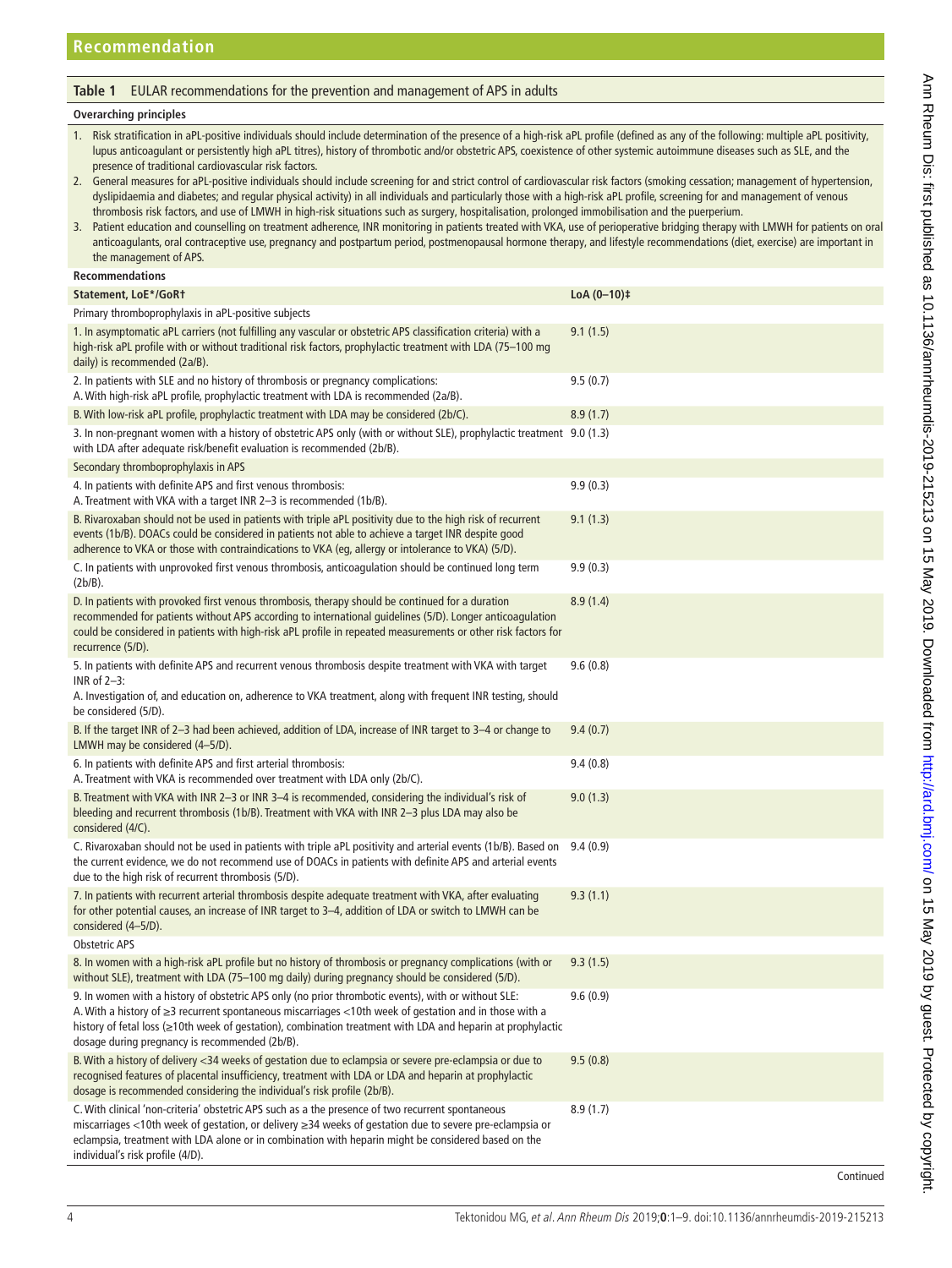**Table 1** EULAR recommendations for the prevention and management of APS in adults

**Overarching principles**

1. Risk stratification in aPL-positive individuals should include determination of the presence of a high-risk aPL profile (defined as any of the following: multiple aPL positivity, lupus anticoagulant or persistently high aPL titres), history of thrombotic and/or obstetric APS, coexistence of other systemic autoimmune diseases such as SLE, and the presence of traditional cardiovascular risk factors.
2. General measures for aPL-positive individuals should include screening for and strict control of cardiovascular risk factors (smoking cessation; management of hypertension, dyslipidaemia and diabetes; and regular physical activity) in all individuals and particularly those with a high-risk aPL profile, screening for and management of venous thrombosis risk factors, and use of LMWH in high-risk situations such as surgery, hospitalisation, prolonged immobilisation and the puerperium.
3. Patient education and counselling on treatment adherence, INR monitoring in patients treated with VKA, use of perioperative bridging therapy with LMWH for patients on oral anticoagulants, oral contraceptive use, pregnancy and postpartum period, postmenopausal hormone therapy, and lifestyle recommendations (diet, exercise) are important in the management of APS.

**Recommendations**

| Statement, LoE*/GoR† | LoA (0–10)‡ |
|---|---|
| Primary thromboprophylaxis in aPL-positive subjects | |
| 1. In asymptomatic aPL carriers (not fulfilling any vascular or obstetric APS classification criteria) with a high-risk aPL profile with or without traditional risk factors, prophylactic treatment with LDA (75–100 mg daily) is recommended (2a/B). | 9.1 (1.5) |
| 2. In patients with SLE and no history of thrombosis or pregnancy complications:<br>A. With high-risk aPL profile, prophylactic treatment with LDA is recommended (2a/B). | 9.5 (0.7) |
| B. With low-risk aPL profile, prophylactic treatment with LDA may be considered (2b/C). | 8.9 (1.7) |
| 3. In non-pregnant women with a history of obstetric APS only (with or without SLE), prophylactic treatment with LDA after adequate risk/benefit evaluation is recommended (2b/B). | 9.0 (1.3) |
| Secondary thromboprophylaxis in APS | |
| 4. In patients with definite APS and first venous thrombosis:<br>A. Treatment with VKA with a target INR 2–3 is recommended (1b/B). | 9.9 (0.3) |
| B. Rivaroxaban should not be used in patients with triple aPL positivity due to the high risk of recurrent events (1b/B). DOACs could be considered in patients not able to achieve a target INR despite good adherence to VKA or those with contraindications to VKA (eg, allergy or intolerance to VKA) (5/D). | 9.1 (1.3) |
| C. In patients with unprovoked first venous thrombosis, anticoagulation should be continued long term (2b/B). | 9.9 (0.3) |
| D. In patients with provoked first venous thrombosis, therapy should be continued for a duration recommended for patients without APS according to international guidelines (5/D). Longer anticoagulation could be considered in patients with high-risk aPL profile in repeated measurements or other risk factors for recurrence (5/D). | 8.9 (1.4) |
| 5. In patients with definite APS and recurrent venous thrombosis despite treatment with VKA with target INR of 2–3:<br>A. Investigation of, and education on, adherence to VKA treatment, along with frequent INR testing, should be considered (5/D). | 9.6 (0.8) |
| B. If the target INR of 2–3 had been achieved, addition of LDA, increase of INR target to 3–4 or change to LMWH may be considered (4–5/D). | 9.4 (0.7) |
| 6. In patients with definite APS and first arterial thrombosis:<br>A. Treatment with VKA is recommended over treatment with LDA only (2b/C). | 9.4 (0.8) |
| B. Treatment with VKA with INR 2–3 or INR 3–4 is recommended, considering the individual's risk of bleeding and recurrent thrombosis (1b/B). Treatment with VKA with INR 2–3 plus LDA may also be considered (4/C). | 9.0 (1.3) |
| C. Rivaroxaban should not be used in patients with triple aPL positivity and arterial events (1b/B). Based on the current evidence, we do not recommend use of DOACs in patients with definite APS and arterial events due to the high risk of recurrent thrombosis (5/D). | 9.4 (0.9) |
| 7. In patients with recurrent arterial thrombosis despite adequate treatment with VKA, after evaluating for other potential causes, an increase of INR target to 3–4, addition of LDA or switch to LMWH can be considered (4–5/D). | 9.3 (1.1) |
| Obstetric APS | |
| 8. In women with a high-risk aPL profile but no history of thrombosis or pregnancy complications (with or without SLE), treatment with LDA (75–100 mg daily) during pregnancy should be considered (5/D). | 9.3 (1.5) |
| 9. In women with a history of obstetric APS only (no prior thrombotic events), with or without SLE:<br>A. With a history of ≥3 recurrent spontaneous miscarriages <10th week of gestation and in those with a history of fetal loss (≥10th week of gestation), combination treatment with LDA and heparin at prophylactic dosage during pregnancy is recommended (2b/B). | 9.6 (0.9) |
| B. With a history of delivery <34 weeks of gestation due to eclampsia or severe pre-eclampsia or due to recognised features of placental insufficiency, treatment with LDA or LDA and heparin at prophylactic dosage is recommended considering the individual's risk profile (2b/B). | 9.5 (0.8) |
| C. With clinical 'non-criteria' obstetric APS such as a the presence of two recurrent spontaneous miscarriages <10th week of gestation, or delivery ≥34 weeks of gestation due to severe pre-eclampsia or eclampsia, treatment with LDA alone or in combination with heparin might be considered based on the individual's risk profile (4/D). | 8.9 (1.7) |

Continued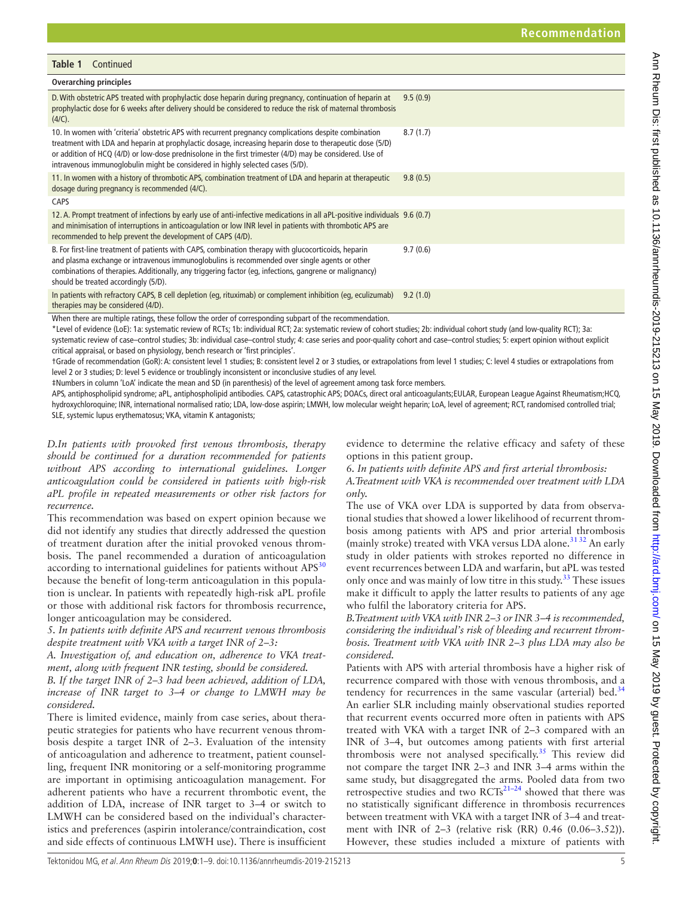**Table 1** Continued

| Overarching principles | |
|---|---|
| D. With obstetric APS treated with prophylactic dose heparin during pregnancy, continuation of heparin at prophylactic dose for 6 weeks after delivery should be considered to reduce the risk of maternal thrombosis (4/C). | 9.5 (0.9) |
| 10. In women with 'criteria' obstetric APS with recurrent pregnancy complications despite combination treatment with LDA and heparin at prophylactic dosage, increasing heparin dose to therapeutic dose (5/D) or addition of HCQ (4/D) or low-dose prednisolone in the first trimester (4/D) may be considered. Use of intravenous immunoglobulin might be considered in highly selected cases (5/D). | 8.7 (1.7) |
| 11. In women with a history of thrombotic APS, combination treatment of LDA and heparin at therapeutic dosage during pregnancy is recommended (4/C). | 9.8 (0.5) |
| CAPS | |
| 12. A. Prompt treatment of infections by early use of anti-infective medications in all aPL-positive individuals and minimisation of interruptions in anticoagulation or low INR level in patients with thrombotic APS are recommended to help prevent the development of CAPS (4/D). | 9.6 (0.7) |
| B. For first-line treatment of patients with CAPS, combination therapy with glucocorticoids, heparin and plasma exchange or intravenous immunoglobulins is recommended over single agents or other combinations of therapies. Additionally, any triggering factor (eg, infections, gangrene or malignancy) should be treated accordingly (5/D). | 9.7 (0.6) |
| In patients with refractory CAPS, B cell depletion (eg, rituximab) or complement inhibition (eg, eculizumab) therapies may be considered (4/D). | 9.2 (1.0) |

When there are multiple ratings, these follow the order of corresponding subpart of the recommendation.

*Level of evidence (LoE): 1a: systematic review of RCTs; 1b: individual RCT; 2a: systematic review of cohort studies; 2b: individual cohort study (and low-quality RCT); 3a: systematic review of case–control studies; 3b: individual case–control study; 4: case series and poor-quality cohort and case–control studies; 5: expert opinion without explicit critical appraisal, or based on physiology, bench research or 'first principles'.

†Grade of recommendation (GoR): A: consistent level 1 studies; B: consistent level 2 or 3 studies, or extrapolations from level 1 studies; C: level 4 studies or extrapolations from level 2 or 3 studies; D: level 5 evidence or troublingly inconsistent or inconclusive studies of any level.

‡Numbers in column 'LoA' indicate the mean and SD (in parenthesis) of the level of agreement among task force members.

APS, antiphospholipid syndrome; aPL, antiphospholipid antibodies. CAPS, catastrophic APS; DOACs, direct oral anticoagulants;EULAR, European League Against Rheumatism;HCQ, hydroxychloroquine; INR, international normalised ratio; LDA, low-dose aspirin; LMWH, low molecular weight heparin; LoA, level of agreement; RCT, randomised controlled trial; SLE, systemic lupus erythematosus; VKA, vitamin K antagonists;

*D.In patients with provoked first venous thrombosis, therapy should be continued for a duration recommended for patients without APS according to international guidelines. Longer anticoagulation could be considered in patients with high-risk aPL profile in repeated measurements or other risk factors for recurrence.*

This recommendation was based on expert opinion because we did not identify any studies that directly addressed the question of treatment duration after the initial provoked venous thrombosis. The panel recommended a duration of anticoagulation according to international guidelines for patients without APS[30] because the benefit of long-term anticoagulation in this population is unclear. In patients with repeatedly high-risk aPL profile or those with additional risk factors for thrombosis recurrence, longer anticoagulation may be considered.

*5. In patients with definite APS and recurrent venous thrombosis despite treatment with VKA with a target INR of 2–3:*

*A. Investigation of, and education on, adherence to VKA treatment, along with frequent INR testing, should be considered.*

*B. If the target INR of 2–3 had been achieved, addition of LDA, increase of INR target to 3–4 or change to LMWH may be considered.*

There is limited evidence, mainly from case series, about therapeutic strategies for patients who have recurrent venous thrombosis despite a target INR of 2–3. Evaluation of the intensity of anticoagulation and adherence to treatment, patient counselling, frequent INR monitoring or a self-monitoring programme are important in optimising anticoagulation management. For adherent patients who have a recurrent thrombotic event, the addition of LDA, increase of INR target to 3–4 or switch to LMWH can be considered based on the individual's characteristics and preferences (aspirin intolerance/contraindication, cost and side effects of continuous LMWH use). There is insufficient evidence to determine the relative efficacy and safety of these options in this patient group.

*6. In patients with definite APS and first arterial thrombosis:*

*A.Treatment with VKA is recommended over treatment with LDA only.*

The use of VKA over LDA is supported by data from observational studies that showed a lower likelihood of recurrent thrombosis among patients with APS and prior arterial thrombosis (mainly stroke) treated with VKA versus LDA alone.[31 32] An early study in older patients with strokes reported no difference in event recurrences between LDA and warfarin, but aPL was tested only once and was mainly of low titre in this study.[33] These issues make it difficult to apply the latter results to patients of any age who fulfil the laboratory criteria for APS.

*B.Treatment with VKA with INR 2–3 or INR 3–4 is recommended, considering the individual's risk of bleeding and recurrent thrombosis. Treatment with VKA with INR 2–3 plus LDA may also be considered.*

Patients with APS with arterial thrombosis have a higher risk of recurrence compared with those with venous thrombosis, and a tendency for recurrences in the same vascular (arterial) bed.[34] An earlier SLR including mainly observational studies reported that recurrent events occurred more often in patients with APS treated with VKA with a target INR of 2–3 compared with an INR of 3–4, but outcomes among patients with first arterial thrombosis were not analysed specifically.[35] This review did not compare the target INR 2–3 and INR 3–4 arms within the same study, but disaggregated the arms. Pooled data from two retrospective studies and two RCTs[21–24] showed that there was no statistically significant difference in thrombosis recurrences between treatment with VKA with a target INR of 3–4 and treatment with INR of 2–3 (relative risk (RR) 0.46 (0.06–3.52)). However, these studies included a mixture of patients with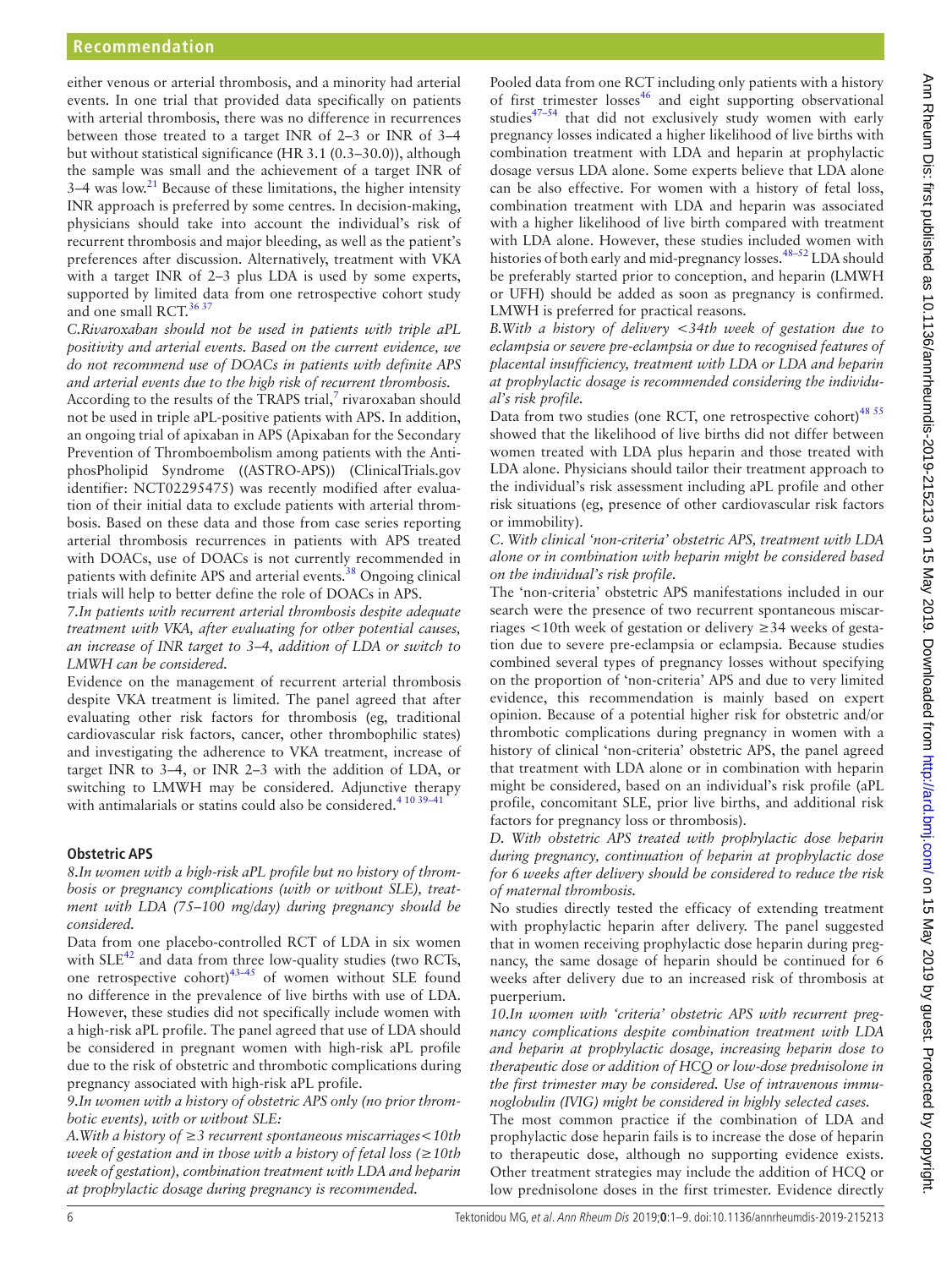either venous or arterial thrombosis, and a minority had arterial events. In one trial that provided data specifically on patients with arterial thrombosis, there was no difference in recurrences between those treated to a target INR of 2–3 or INR of 3–4 but without statistical significance (HR 3.1 (0.3–30.0)), although the sample was small and the achievement of a target INR of 3–4 was low.[21] Because of these limitations, the higher intensity INR approach is preferred by some centres. In decision-making, physicians should take into account the individual's risk of recurrent thrombosis and major bleeding, as well as the patient's preferences after discussion. Alternatively, treatment with VKA with a target INR of 2–3 plus LDA is used by some experts, supported by limited data from one retrospective cohort study and one small RCT.[36 37]

*C.Rivaroxaban should not be used in patients with triple aPL positivity and arterial events. Based on the current evidence, we do not recommend use of DOACs in patients with definite APS and arterial events due to the high risk of recurrent thrombosis.*

According to the results of the TRAPS trial,[7] rivaroxaban should not be used in triple aPL-positive patients with APS. In addition, an ongoing trial of apixaban in APS (Apixaban for the Secondary Prevention of Thromboembolism among patients with the AntiphosPholipid Syndrome ((ASTRO-APS)) (ClinicalTrials.gov identifier: NCT02295475) was recently modified after evaluation of their initial data to exclude patients with arterial thrombosis. Based on these data and those from case series reporting arterial thrombosis recurrences in patients with APS treated with DOACs, use of DOACs is not currently recommended in patients with definite APS and arterial events.[38] Ongoing clinical trials will help to better define the role of DOACs in APS.

*7.In patients with recurrent arterial thrombosis despite adequate treatment with VKA, after evaluating for other potential causes, an increase of INR target to 3–4, addition of LDA or switch to LMWH can be considered.*

Evidence on the management of recurrent arterial thrombosis despite VKA treatment is limited. The panel agreed that after evaluating other risk factors for thrombosis (eg, traditional cardiovascular risk factors, cancer, other thrombophilic states) and investigating the adherence to VKA treatment, increase of target INR to 3–4, or INR 2–3 with the addition of LDA, or switching to LMWH may be considered. Adjunctive therapy with antimalarials or statins could also be considered.[4 10 39–41]

## Obstetric APS

*8.In women with a high-risk aPL profile but no history of thrombosis or pregnancy complications (with or without SLE), treatment with LDA (75–100 mg/day) during pregnancy should be considered.*

Data from one placebo-controlled RCT of LDA in six women with SLE[42] and data from three low-quality studies (two RCTs, one retrospective cohort)[43–45] of women without SLE found no difference in the prevalence of live births with use of LDA. However, these studies did not specifically include women with a high-risk aPL profile. The panel agreed that use of LDA should be considered in pregnant women with high-risk aPL profile due to the risk of obstetric and thrombotic complications during pregnancy associated with high-risk aPL profile.

*9.In women with a history of obstetric APS only (no prior thrombotic events), with or without SLE:*

*A.With a history of ≥3 recurrent spontaneous miscarriages <10th week of gestation and in those with a history of fetal loss (≥10th week of gestation), combination treatment with LDA and heparin at prophylactic dosage during pregnancy is recommended.*

Pooled data from one RCT including only patients with a history of first trimester losses[46] and eight supporting observational studies[47–54] that did not exclusively study women with early pregnancy losses indicated a higher likelihood of live births with combination treatment with LDA and heparin at prophylactic dosage versus LDA alone. Some experts believe that LDA alone can be also effective. For women with a history of fetal loss, combination treatment with LDA and heparin was associated with a higher likelihood of live birth compared with treatment with LDA alone. However, these studies included women with histories of both early and mid-pregnancy losses.[48–52] LDA should be preferably started prior to conception, and heparin (LMWH or UFH) should be added as soon as pregnancy is confirmed. LMWH is preferred for practical reasons.

*B.With a history of delivery <34th week of gestation due to eclampsia or severe pre-eclampsia or due to recognised features of placental insufficiency, treatment with LDA or LDA and heparin at prophylactic dosage is recommended considering the individual's risk profile.*

Data from two studies (one RCT, one retrospective cohort)[48 55] showed that the likelihood of live births did not differ between women treated with LDA plus heparin and those treated with LDA alone. Physicians should tailor their treatment approach to the individual's risk assessment including aPL profile and other risk situations (eg, presence of other cardiovascular risk factors or immobility).

*C. With clinical 'non-criteria' obstetric APS, treatment with LDA alone or in combination with heparin might be considered based on the individual's risk profile.*

The 'non-criteria' obstetric APS manifestations included in our search were the presence of two recurrent spontaneous miscarriages <10th week of gestation or delivery ≥34 weeks of gestation due to severe pre-eclampsia or eclampsia. Because studies combined several types of pregnancy losses without specifying on the proportion of 'non-criteria' APS and due to very limited evidence, this recommendation is mainly based on expert opinion. Because of a potential higher risk for obstetric and/or thrombotic complications during pregnancy in women with a history of clinical 'non-criteria' obstetric APS, the panel agreed that treatment with LDA alone or in combination with heparin might be considered, based on an individual's risk profile (aPL profile, concomitant SLE, prior live births, and additional risk factors for pregnancy loss or thrombosis).

*D. With obstetric APS treated with prophylactic dose heparin during pregnancy, continuation of heparin at prophylactic dose for 6 weeks after delivery should be considered to reduce the risk of maternal thrombosis.*

No studies directly tested the efficacy of extending treatment with prophylactic heparin after delivery. The panel suggested that in women receiving prophylactic dose heparin during pregnancy, the same dosage of heparin should be continued for 6 weeks after delivery due to an increased risk of thrombosis at puerperium.

*10.In women with 'criteria' obstetric APS with recurrent pregnancy complications despite combination treatment with LDA and heparin at prophylactic dosage, increasing heparin dose to therapeutic dose or addition of HCQ or low-dose prednisolone in the first trimester may be considered. Use of intravenous immunoglobulin (IVIG) might be considered in highly selected cases.*

The most common practice if the combination of LDA and prophylactic dose heparin fails is to increase the dose of heparin to therapeutic dose, although no supporting evidence exists. Other treatment strategies may include the addition of HCQ or low prednisolone doses in the first trimester. Evidence directly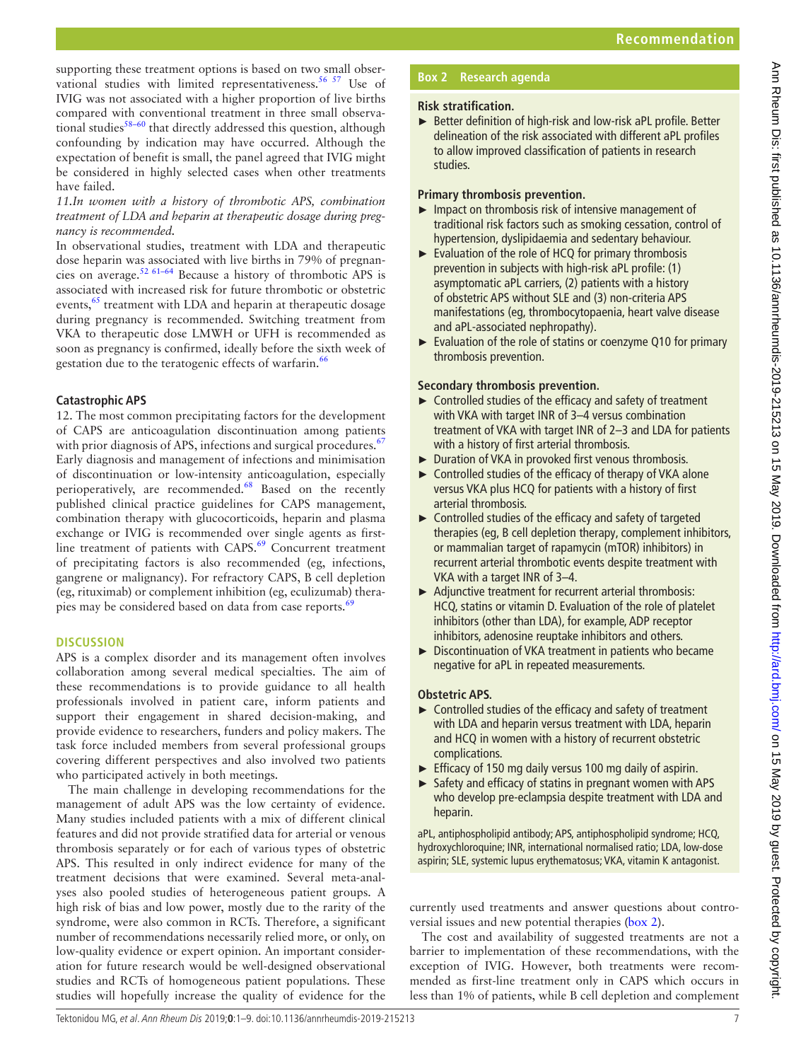supporting these treatment options is based on two small observational studies with limited representativeness.[56 57] Use of IVIG was not associated with a higher proportion of live births compared with conventional treatment in three small observational studies[58–60] that directly addressed this question, although confounding by indication may have occurred. Although the expectation of benefit is small, the panel agreed that IVIG might be considered in highly selected cases when other treatments have failed.

*11.In women with a history of thrombotic APS, combination treatment of LDA and heparin at therapeutic dosage during pregnancy is recommended.*

In observational studies, treatment with LDA and therapeutic dose heparin was associated with live births in 79% of pregnancies on average.[52 61–64] Because a history of thrombotic APS is associated with increased risk for future thrombotic or obstetric events,[65] treatment with LDA and heparin at therapeutic dosage during pregnancy is recommended. Switching treatment from VKA to therapeutic dose LMWH or UFH is recommended as soon as pregnancy is confirmed, ideally before the sixth week of gestation due to the teratogenic effects of warfarin.[66]

### Catastrophic APS

12. The most common precipitating factors for the development of CAPS are anticoagulation discontinuation among patients with prior diagnosis of APS, infections and surgical procedures.[67] Early diagnosis and management of infections and minimisation of discontinuation or low-intensity anticoagulation, especially perioperatively, are recommended.[68] Based on the recently published clinical practice guidelines for CAPS management, combination therapy with glucocorticoids, heparin and plasma exchange or IVIG is recommended over single agents as first-line treatment of patients with CAPS.[69] Concurrent treatment of precipitating factors is also recommended (eg, infections, gangrene or malignancy). For refractory CAPS, B cell depletion (eg, rituximab) or complement inhibition (eg, eculizumab) therapies may be considered based on data from case reports.[69]

## DISCUSSION

APS is a complex disorder and its management often involves collaboration among several medical specialties. The aim of these recommendations is to provide guidance to all health professionals involved in patient care, inform patients and support their engagement in shared decision-making, and provide evidence to researchers, funders and policy makers. The task force included members from several professional groups covering different perspectives and also involved two patients who participated actively in both meetings.

The main challenge in developing recommendations for the management of adult APS was the low certainty of evidence. Many studies included patients with a mix of different clinical features and did not provide stratified data for arterial or venous thrombosis separately or for each of various types of obstetric APS. This resulted in only indirect evidence for many of the treatment decisions that were examined. Several meta-analyses also pooled studies of heterogeneous patient groups. A high risk of bias and low power, mostly due to the rarity of the syndrome, were also common in RCTs. Therefore, a significant number of recommendations necessarily relied more, or only, on low-quality evidence or expert opinion. An important consideration for future research would be well-designed observational studies and RCTs of homogeneous patient populations. These studies will hopefully increase the quality of evidence for the currently used treatments and answer questions about controversial issues and new potential therapies (box 2).

The cost and availability of suggested treatments are not a barrier to implementation of these recommendations, with the exception of IVIG. However, both treatments were recommended as first-line treatment only in CAPS which occurs in less than 1% of patients, while B cell depletion and complement

**Box 2 Research agenda**

**Risk stratification.**

- Better definition of high-risk and low-risk aPL profile. Better delineation of the risk associated with different aPL profiles to allow improved classification of patients in research studies.

**Primary thrombosis prevention.**

- Impact on thrombosis risk of intensive management of traditional risk factors such as smoking cessation, control of hypertension, dyslipidaemia and sedentary behaviour.
- Evaluation of the role of HCQ for primary thrombosis prevention in subjects with high-risk aPL profile: (1) asymptomatic aPL carriers, (2) patients with a history of obstetric APS without SLE and (3) non-criteria APS manifestations (eg, thrombocytopaenia, heart valve disease and aPL-associated nephropathy).
- Evaluation of the role of statins or coenzyme Q10 for primary thrombosis prevention.

**Secondary thrombosis prevention.**

- Controlled studies of the efficacy and safety of treatment with VKA with target INR of 3–4 versus combination treatment of VKA with target INR of 2–3 and LDA for patients with a history of first arterial thrombosis.
- Duration of VKA in provoked first venous thrombosis.
- Controlled studies of the efficacy of therapy of VKA alone versus VKA plus HCQ for patients with a history of first arterial thrombosis.
- Controlled studies of the efficacy and safety of targeted therapies (eg, B cell depletion therapy, complement inhibitors, or mammalian target of rapamycin (mTOR) inhibitors) in recurrent arterial thrombotic events despite treatment with VKA with a target INR of 3–4.
- Adjunctive treatment for recurrent arterial thrombosis: HCQ, statins or vitamin D. Evaluation of the role of platelet inhibitors (other than LDA), for example, ADP receptor inhibitors, adenosine reuptake inhibitors and others.
- Discontinuation of VKA treatment in patients who became negative for aPL in repeated measurements.

**Obstetric APS.**

- Controlled studies of the efficacy and safety of treatment with LDA and heparin versus treatment with LDA, heparin and HCQ in women with a history of recurrent obstetric complications.
- Efficacy of 150 mg daily versus 100 mg daily of aspirin.
- Safety and efficacy of statins in pregnant women with APS who develop pre-eclampsia despite treatment with LDA and heparin.

aPL, antiphospholipid antibody; APS, antiphospholipid syndrome; HCQ, hydroxychloroquine; INR, international normalised ratio; LDA, low-dose aspirin; SLE, systemic lupus erythematosus; VKA, vitamin K antagonist.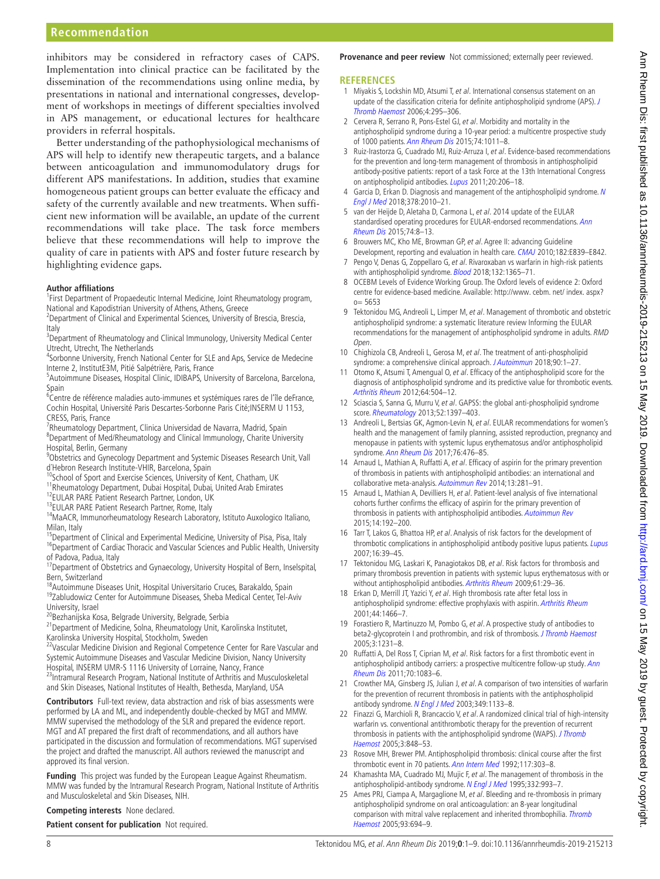inhibitors may be considered in refractory cases of CAPS. Implementation into clinical practice can be facilitated by the dissemination of the recommendations using online media, by presentations in national and international congresses, development of workshops in meetings of different specialties involved in APS management, or educational lectures for healthcare providers in referral hospitals.

Better understanding of the pathophysiological mechanisms of APS will help to identify new therapeutic targets, and a balance between anticoagulation and immunomodulatory drugs for different APS manifestations. In addition, studies that examine homogeneous patient groups can better evaluate the efficacy and safety of the currently available and new treatments. When sufficient new information will be available, an update of the current recommendations will take place. The task force members believe that these recommendations will help to improve the quality of care in patients with APS and foster future research by highlighting evidence gaps.

**Author affiliations**

[1]First Department of Propaedeutic Internal Medicine, Joint Rheumatology program, National and Kapodistrian University of Athens, Athens, Greece
[2]Department of Clinical and Experimental Sciences, University of Brescia, Brescia, Italy
[3]Department of Rheumatology and Clinical Immunology, University Medical Center Utrecht, Utrecht, The Netherlands
[4]Sorbonne University, French National Center for SLE and Aps, Service de Medecine Interne 2, InstitutE3M, Pitié Salpétrière, Paris, France
[5]Autoimmune Diseases, Hospital Clinic, IDIBAPS, University of Barcelona, Barcelona, Spain
[6]Centre de référence maladies auto-immunes et systémiques rares de l'île deFrance, Cochin Hospital, Université Paris Descartes-Sorbonne Paris Cité;INSERM U 1153, CRESS, Paris, France
[7]Rheumatology Department, Clinica Universidad de Navarra, Madrid, Spain
[8]Department of Med/Rheumatology and Clinical Immunology, Charite University Hospital, Berlin, Germany
[9]Obstetrics and Gynecology Department and Systemic Diseases Research Unit, Vall d'Hebron Research Institute-VHIR, Barcelona, Spain
[10]School of Sport and Exercise Sciences, University of Kent, Chatham, UK
[11]Rheumatology Department, Dubai Hospital, Dubai, United Arab Emirates
[12]EULAR PARE Patient Research Partner, London, UK
[13]EULAR PARE Patient Research Partner, Rome, Italy
[14]MaACR, Immunorheumatology Research Laboratory, Istituto Auxologico Italiano, Milan, Italy
[15]Department of Clinical and Experimental Medicine, University of Pisa, Pisa, Italy
[16]Department of Cardiac Thoracic and Vascular Sciences and Public Health, University of Padova, Padua, Italy
[17]Department of Obstetrics and Gynaecology, University Hospital of Bern, Inselspital, Bern, Switzerland
[18]Autoimmune Diseases Unit, Hospital Universitario Cruces, Barakaldo, Spain
[19]Zabludowicz Center for Autoimmune Diseases, Sheba Medical Center, Tel-Aviv University, Israel
[20]Bezhanijska Kosa, Belgrade University, Belgrade, Serbia
[21]Department of Medicine, Solna, Rheumatology Unit, Karolinska Institutet, Karolinska University Hospital, Stockholm, Sweden
[22]Vascular Medicine Division and Regional Competence Center for Rare Vascular and Systemic Autoimmune Diseases and Vascular Medicine Division, Nancy University Hospital, INSERM UMR-S 1116 University of Lorraine, Nancy, France
[23]Intramural Research Program, National Institute of Arthritis and Musculoskeletal and Skin Diseases, National Institutes of Health, Bethesda, Maryland, USA

**Contributors** Full-text review, data abstraction and risk of bias assessments were performed by LA and ML, and independently double-checked by MGT and MMW. MMW supervised the methodology of the SLR and prepared the evidence report. MGT and AT prepared the first draft of recommendations, and all authors have participated in the discussion and formulation of recommendations. MGT supervised the project and drafted the manuscript. All authors reviewed the manuscript and approved its final version.

**Funding** This project was funded by the European League Against Rheumatism. MMW was funded by the Intramural Research Program, National Institute of Arthritis and Musculoskeletal and Skin Diseases, NIH.

**Competing interests** None declared.

**Patient consent for publication** Not required.

**Provenance and peer review** Not commissioned; externally peer reviewed.

## REFERENCES

1. Miyakis S, Lockshin MD, Atsumi T, *et al*. International consensus statement on an update of the classification criteria for definite antiphospholipid syndrome (APS). *J Thromb Haemost* 2006;4:295–306.
2. Cervera R, Serrano R, Pons-Estel GJ, *et al*. Morbidity and mortality in the antiphospholipid syndrome during a 10-year period: a multicentre prospective study of 1000 patients. *Ann Rheum Dis* 2015;74:1011–8.
3. Ruiz-Irastorza G, Cuadrado MJ, Ruiz-Arruza I, *et al*. Evidence-based recommendations for the prevention and long-term management of thrombosis in antiphospholipid antibody-positive patients: report of a task Force at the 13th International Congress on antiphospholipid antibodies. *Lupus* 2011;20:206–18.
4. Garcia D, Erkan D. Diagnosis and management of the antiphospholipid syndrome. *N Engl J Med* 2018;378:2010–21.
5. van der Heijde D, Aletaha D, Carmona L, *et al*. 2014 update of the EULAR standardised operating procedures for EULAR-endorsed recommendations. *Ann Rheum Dis* 2015;74:8–13.
6. Brouwers MC, Kho ME, Browman GP, *et al*. Agree II: advancing Guideline Development, reporting and evaluation in health care. *CMAJ* 2010;182:E839–E842.
7. Pengo V, Denas G, Zoppellaro G, *et al*. Rivaroxaban vs warfarin in high-risk patients with antiphospholipid syndrome. *Blood* 2018;132:1365–71.
8. OCEBM Levels of Evidence Working Group. The Oxford levels of evidence 2: Oxford centre for evidence-based medicine. Available: http://www. cebm. net/ index. aspx? o= 5653
9. Tektonidou MG, Andreoli L, Limper M, *et al*. Management of thrombotic and obstetric antiphospholipid syndrome: a systematic literature review Informing the EULAR recommendations for the management of antiphospholipid syndrome in adults. *RMD Open*.
10. Chighizola CB, Andreoli L, Gerosa M, *et al*. The treatment of anti-phospholipid syndrome: a comprehensive clinical approach. *J Autoimmun* 2018;90:1–27.
11. Otomo K, Atsumi T, Amengual O, *et al*. Efficacy of the antiphospholipid score for the diagnosis of antiphospholipid syndrome and its predictive value for thrombotic events. *Arthritis Rheum* 2012;64:504–12.
12. Sciascia S, Sanna G, Murru V, *et al*. GAPSS: the global anti-phospholipid syndrome score. *Rheumatology* 2013;52:1397–403.
13. Andreoli L, Bertsias GK, Agmon-Levin N, *et al*. EULAR recommendations for women's health and the management of family planning, assisted reproduction, pregnancy and menopause in patients with systemic lupus erythematosus and/or antiphospholipid syndrome. *Ann Rheum Dis* 2017;76:476–85.
14. Arnaud L, Mathian A, Ruffatti A, *et al*. Efficacy of aspirin for the primary prevention of thrombosis in patients with antiphospholipid antibodies: an international and collaborative meta-analysis. *Autoimmun Rev* 2014;13:281–91.
15. Arnaud L, Mathian A, Devilliers H, *et al*. Patient-level analysis of five international cohorts further confirms the efficacy of aspirin for the primary prevention of thrombosis in patients with antiphospholipid antibodies. *Autoimmun Rev* 2015;14:192–200.
16. Tarr T, Lakos G, Bhattoa HP, *et al*. Analysis of risk factors for the development of thrombotic complications in antiphospholipid antibody positive lupus patients. *Lupus* 2007;16:39–45.
17. Tektonidou MG, Laskari K, Panagiotakos DB, *et al*. Risk factors for thrombosis and primary thrombosis prevention in patients with systemic lupus erythematosus with or without antiphospholipid antibodies. *Arthritis Rheum* 2009;61:29–36.
18. Erkan D, Merrill JT, Yazici Y, *et al*. High thrombosis rate after fetal loss in antiphospholipid syndrome: effective prophylaxis with aspirin. *Arthritis Rheum* 2001;44:1466–7.
19. Forastiero R, Martinuzzo M, Pombo G, *et al*. A prospective study of antibodies to beta2-glycoprotein I and prothrombin, and risk of thrombosis. *J Thromb Haemost* 2005;3:1231–8.
20. Ruffatti A, Del Ross T, Ciprian M, *et al*. Risk factors for a first thrombotic event in antiphospholipid antibody carriers: a prospective multicentre follow-up study. *Ann Rheum Dis* 2011;70:1083–6.
21. Crowther MA, Ginsberg JS, Julian J, *et al*. A comparison of two intensities of warfarin for the prevention of recurrent thrombosis in patients with the antiphospholipid antibody syndrome. *N Engl J Med* 2003;349:1133–8.
22. Finazzi G, Marchioli R, Brancaccio V, *et al*. A randomized clinical trial of high-intensity warfarin vs. conventional antithrombotic therapy for the prevention of recurrent thrombosis in patients with the antiphospholipid syndrome (WAPS). *J Thromb Haemost* 2005;3:848–53.
23. Rosove MH, Brewer PM. Antiphospholipid thrombosis: clinical course after the first thrombotic event in 70 patients. *Ann Intern Med* 1992;117:303–8.
24. Khamashta MA, Cuadrado MJ, Mujic F, *et al*. The management of thrombosis in the antiphospholipid-antibody syndrome. *N Engl J Med* 1995;332:993–7.
25. Ames PRJ, Ciampa A, Margaglione M, *et al*. Bleeding and re-thrombosis in primary antiphospholipid syndrome on oral anticoagulation: an 8-year longitudinal comparison with mitral valve replacement and inherited thrombophilia. *Thromb Haemost* 2005;93:694–9.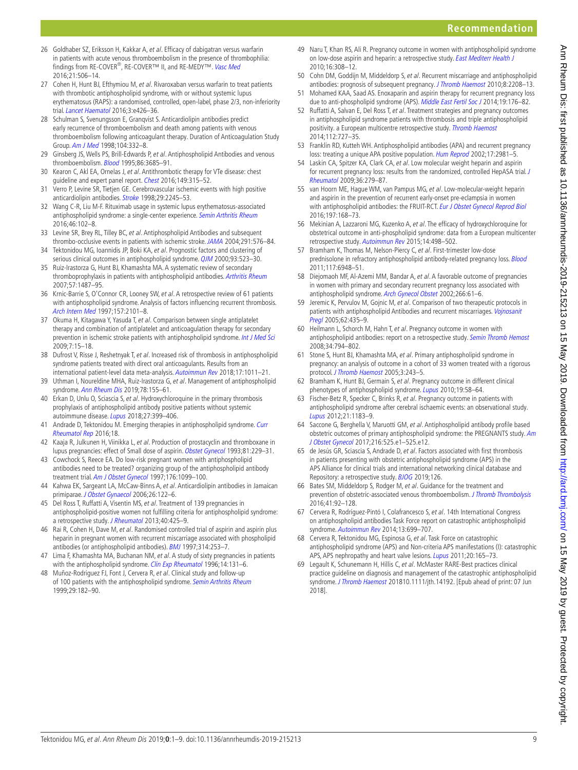26 Goldhaber SZ, Eriksson H, Kakkar A, *et al*. Efficacy of dabigatran versus warfarin in patients with acute venous thromboembolism in the presence of thrombophilia: findings from RE-COVER®, RE-COVER™ II, and RE-MEDY™. *Vasc Med* 2016;21:506–14.

27 Cohen H, Hunt BJ, Efthymiou M, *et al*. Rivaroxaban versus warfarin to treat patients with thrombotic antiphospholipid syndrome, with or without systemic lupus erythematosus (RAPS): a randomised, controlled, open-label, phase 2/3, non-inferiority trial. *Lancet Haematol* 2016;3:e426–36.

28 Schulman S, Svenungsson E, Granqvist S. Anticardiolipin antibodies predict early recurrence of thromboembolism and death among patients with venous thromboembolism following anticoagulant therapy. Duration of Anticoagulation Study Group. *Am J Med* 1998;104:332–8.

29 Ginsberg JS, Wells PS, Brill-Edwards P, *et al*. Antiphospholipid Antibodies and venous thromboembolism. *Blood* 1995;86:3685–91.

30 Kearon C, Akl EA, Ornelas J, *et al*. Antithrombotic therapy for VTe disease: chest guideline and expert panel report. *Chest* 2016;149:315–52.

31 Verro P, Levine SR, Tietjen GE. Cerebrovascular ischemic events with high positive anticardiolipin antibodies. *Stroke* 1998;29:2245–53.

32 Wang C-R, Liu M-F. Rituximab usage in systemic lupus erythematosus-associated antiphospholipid syndrome: a single-center experience. *Semin Arthritis Rheum* 2016;46:102–8.

33 Levine SR, Brey RL, Tilley BC, *et al*. Antiphospholipid Antibodies and subsequent thrombo-occlusive events in patients with ischemic stroke. *JAMA* 2004;291:576–84.

34 Tektonidou MG, Ioannidis JP, Boki KA, *et al*. Prognostic factors and clustering of serious clinical outcomes in antiphospholipid syndrome. *QJM* 2000;93:523–30.

35 Ruiz-Irastorza G, Hunt BJ, Khamashta MA. A systematic review of secondary thromboprophylaxis in patients with antiphospholipid antibodies. *Arthritis Rheum* 2007;57:1487–95.

36 Krnic-Barrie S, O'Connor CR, Looney SW, *et al*. A retrospective review of 61 patients with antiphospholipid syndrome. Analysis of factors influencing recurrent thrombosis. *Arch Intern Med* 1997;157:2101–8.

37 Okuma H, Kitagawa Y, Yasuda T, *et al*. Comparison between single antiplatelet therapy and combination of antiplatelet and anticoagulation therapy for secondary prevention in ischemic stroke patients with antiphospholipid syndrome. *Int J Med Sci* 2009;7:15–18.

38 Dufrost V, Risse J, Reshetnyak T, *et al*. Increased risk of thrombosis in antiphospholipid syndrome patients treated with direct oral anticoagulants. Results from an international patient-level data meta-analysis. *Autoimmun Rev* 2018;17:1011–21.

39 Uthman I, Noureldine MHA, Ruiz-Irastorza G, *et al*. Management of antiphospholipid syndrome. *Ann Rheum Dis* 2019;78:155–61.

40 Erkan D, Unlu O, Sciascia S, *et al*. Hydroxychloroquine in the primary thrombosis prophylaxis of antiphospholipid antibody positive patients without systemic autoimmune disease. *Lupus* 2018;27:399–406.

41 Andrade D, Tektonidou M. Emerging therapies in antiphospholipid syndrome. *Curr Rheumatol Rep* 2016;18.

42 Kaaja R, Julkunen H, Viinikka L, *et al*. Production of prostacyclin and thromboxane in lupus pregnancies: effect of Small dose of aspirin. *Obstet Gynecol* 1993;81:229–31.

43 Cowchock S, Reece EA. Do low-risk pregnant women with antiphospholipid antibodies need to be treated? organizing group of the antiphospholipid antibody treatment trial. *Am J Obstet Gynecol* 1997;176:1099–100.

44 Kahwa EK, Sargeant LA, McCaw-Binns A, *et al*. Anticardiolipin antibodies in Jamaican primiparae. *J Obstet Gynaecol* 2006;26:122–6.

45 Del Ross T, Ruffatti A, Visentin MS, *et al*. Treatment of 139 pregnancies in antiphospholipid-positive women not fulfilling criteria for antiphospholipid syndrome: a retrospective study. *J Rheumatol* 2013;40:425–9.

46 Rai R, Cohen H, Dave M, *et al*. Randomised controlled trial of aspirin and aspirin plus heparin in pregnant women with recurrent miscarriage associated with phospholipid antibodies (or antiphospholipid antibodies). *BMJ* 1997;314:253–7.

47 Lima F, Khamashta MA, Buchanan NM, *et al*. A study of sixty pregnancies in patients with the antiphospholipid syndrome. *Clin Exp Rheumatol* 1996;14:131–6.

48 Muñoz-Rodriguez FJ, Font J, Cervera R, *et al*. Clinical study and follow-up of 100 patients with the antiphospholipid syndrome. *Semin Arthritis Rheum* 1999;29:182–90.

49 Naru T, Khan RS, Ali R. Pregnancy outcome in women with antiphospholipid syndrome on low-dose aspirin and heparin: a retrospective study. *East Mediterr Health J* 2010;16:308–12.

50 Cohn DM, Goddijn M, Middeldorp S, *et al*. Recurrent miscarriage and antiphospholipid antibodies: prognosis of subsequent pregnancy. *J Thromb Haemost* 2010;8:2208–13.

51 Mohamed KAA, Saad AS. Enoxaparin and aspirin therapy for recurrent pregnancy loss due to anti-phospholipid syndrome (APS). *Middle East Fertil Soc J* 2014;19:176–82.

52 Ruffatti A, Salvan E, Del Ross T, *et al*. Treatment strategies and pregnancy outcomes in antiphospholipid syndrome patients with thrombosis and triple antiphospholipid positivity. a European multicentre retrospective study. *Thromb Haemost* 2014;112:727–35.

53 Franklin RD, Kutteh WH. Antiphospholipid antibodies (APA) and recurrent pregnancy loss: treating a unique APA positive population. *Hum Reprod* 2002;17:2981–5.

54 Laskin CA, Spitzer KA, Clark CA, *et al*. Low molecular weight heparin and aspirin for recurrent pregnancy loss: results from the randomized, controlled HepASA trial. *J Rheumatol* 2009;36:279–87.

55 van Hoorn ME, Hague WM, van Pampus MG, *et al*. Low-molecular-weight heparin and aspirin in the prevention of recurrent early-onset pre-eclampsia in women with antiphospholipid antibodies: the FRUIT-RCT. *Eur J Obstet Gynecol Reprod Biol* 2016;197:168–73.

56 Mekinian A, Lazzaroni MG, Kuzenko A, *et al*. The efficacy of hydroxychloroquine for obstetrical outcome in anti-phospholipid syndrome: data from a European multicenter retrospective study. *Autoimmun Rev* 2015;14:498–502.

57 Bramham K, Thomas M, Nelson-Piercy C, *et al*. First-trimester low-dose prednisolone in refractory antiphospholipid antibody-related pregnancy loss. *Blood* 2011;117:6948–51.

58 Diejomaoh MF, Al-Azemi MM, Bandar A, *et al*. A favorable outcome of pregnancies in women with primary and secondary recurrent pregnancy loss associated with antiphospholipid syndrome. *Arch Gynecol Obstet* 2002;266:61–6.

59 Jeremic K, Pervulov M, Gojnic M, *et al*. Comparison of two therapeutic protocols in patients with antiphospholipid Antibodies and recurrent miscarriages. *Vojnosanit Pregl* 2005;62:435–9.

60 Heilmann L, Schorch M, Hahn T, *et al*. Pregnancy outcome in women with antiphospholipid antibodies: report on a retrospective study. *Semin Thromb Hemost* 2008;34:794–802.

61 Stone S, Hunt BJ, Khamashta MA, *et al*. Primary antiphospholipid syndrome in pregnancy: an analysis of outcome in a cohort of 33 women treated with a rigorous protocol. *J Thromb Haemost* 2005;3:243–5.

62 Bramham K, Hunt BJ, Germain S, *et al*. Pregnancy outcome in different clinical phenotypes of antiphospholipid syndrome. *Lupus* 2010;19:58–64.

63 Fischer-Betz R, Specker C, Brinks R, *et al*. Pregnancy outcome in patients with antiphospholipid syndrome after cerebral ischaemic events: an observational study. *Lupus* 2012;21:1183–9.

64 Saccone G, Berghella V, Maruotti GM, *et al*. Antiphospholipid antibody profile based obstetric outcomes of primary antiphospholipid syndrome: the PREGNANTS study. *Am J Obstet Gynecol* 2017;216:525.e1–525.e12.

65 de Jesús GR, Sciascia S, Andrade D, *et al*. Factors associated with first thrombosis in patients presenting with obstetric antiphospholipid syndrome (APS) in the APS Alliance for clinical trials and international networking clinical database and Repository: a retrospective study. *BJOG* 2019;126.

66 Bates SM, Middeldorp S, Rodger M, *et al*. Guidance for the treatment and prevention of obstetric-associated venous thromboembolism. *J Thromb Thrombolysis* 2016;41:92–128.

67 Cervera R, Rodríguez-Pintó I, Colafrancesco S, *et al*. 14th International Congress on antiphospholipid antibodies Task Force report on catastrophic antiphospholipid syndrome. *Autoimmun Rev* 2014;13:699–707.

68 Cervera R, Tektonidou MG, Espinosa G, *et al*. Task Force on catastrophic antiphospholipid syndrome (APS) and Non-criteria APS manifestations (I): catastrophic APS, APS nephropathy and heart valve lesions. *Lupus* 2011;20:165–73.

69 Legault K, Schunemann H, Hillis C, *et al*. McMaster RARE-Best practices clinical practice guideline on diagnosis and management of the catastrophic antiphospholipid syndrome. *J Thromb Haemost* 201810.1111/jth.14192. [Epub ahead of print: 07 Jun 2018].